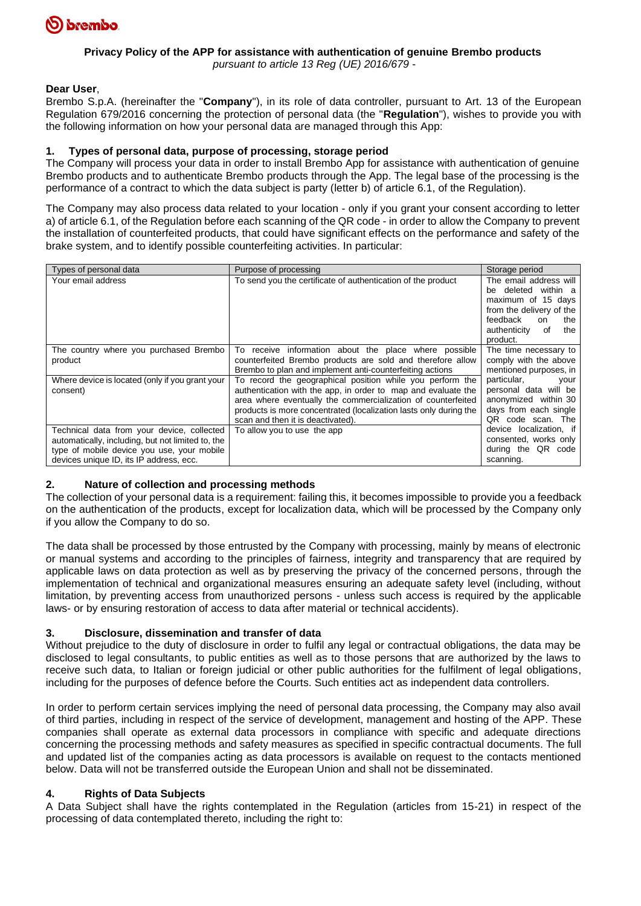### Privacy Policy of the APP for assistance with authentication of genuine Brembo products

*pursuant to article 13 Reg (UE) 2016/679 -*

**Dear User**,

Brembo S.p.A. (hereinafter the "**Company**"), in its role of data controller, pursuant to Art. 13 of the European Regulation 679/2016 concerning the protection of personal data (the "**Regulation**"), wishes to provide you with the following information on how your personal data are managed through this App:

## 1. Types of personal data, purpose of processing, storage period

The Company will process your data in order to install Brembo App for assistance with authentication of genuine Brembo products and to authenticate Brembo products through the App. The legal base of the processing is the performance of a contract to which the data subject is party (letter b) of article 6.1, of the Regulation).

The Company may also process data related to your location - only if you grant your consent according to letter a) of article 6.1, of the Regulation before each scanning of the QR code - in order to allow the Company to prevent the installation of counterfeited products, that could have significant effects on the performance and safety of the brake system, and to identify possible counterfeiting activities. In particular:

| Types of personal data | Purpose of processing | Storage period |
| --- | --- | --- |
| Your email address | To send you the certificate of authentication of the product | The email address will be deleted within a maximum of 15 days from the delivery of the feedback on the authenticity of the product. |
| The country where you purchased Brembo product | To receive information about the place where possible counterfeited Brembo products are sold and therefore allow Brembo to plan and implement anti-counterfeiting actions | The time necessary to comply with the above mentioned purposes, in particular, your personal data will be anonymized within 30 days from each single QR code scan. The device localization, if consented, works only during the QR code scanning. |
| Where device is located (only if you grant your consent) | To record the geographical position while you perform the authentication with the app, in order to map and evaluate the area where eventually the commercialization of counterfeited products is more concentrated (localization lasts only during the scan and then it is deactivated). | |
| Technical data from your device, collected automatically, including, but not limited to, the type of mobile device you use, your mobile devices unique ID, its IP address, ecc. | To allow you to use the app | |

## 2. Nature of collection and processing methods

The collection of your personal data is a requirement: failing this, it becomes impossible to provide you a feedback on the authentication of the products, except for localization data, which will be processed by the Company only if you allow the Company to do so.

The data shall be processed by those entrusted by the Company with processing, mainly by means of electronic or manual systems and according to the principles of fairness, integrity and transparency that are required by applicable laws on data protection as well as by preserving the privacy of the concerned persons, through the implementation of technical and organizational measures ensuring an adequate safety level (including, without limitation, by preventing access from unauthorized persons - unless such access is required by the applicable laws- or by ensuring restoration of access to data after material or technical accidents).

## 3. Disclosure, dissemination and transfer of data

Without prejudice to the duty of disclosure in order to fulfil any legal or contractual obligations, the data may be disclosed to legal consultants, to public entities as well as to those persons that are authorized by the laws to receive such data, to Italian or foreign judicial or other public authorities for the fulfilment of legal obligations, including for the purposes of defence before the Courts. Such entities act as independent data controllers.

In order to perform certain services implying the need of personal data processing, the Company may also avail of third parties, including in respect of the service of development, management and hosting of the APP. These companies shall operate as external data processors in compliance with specific and adequate directions concerning the processing methods and safety measures as specified in specific contractual documents. The full and updated list of the companies acting as data processors is available on request to the contacts mentioned below. Data will not be transferred outside the European Union and shall not be disseminated.

## 4. Rights of Data Subjects

A Data Subject shall have the rights contemplated in the Regulation (articles from 15-21) in respect of the processing of data contemplated thereto, including the right to: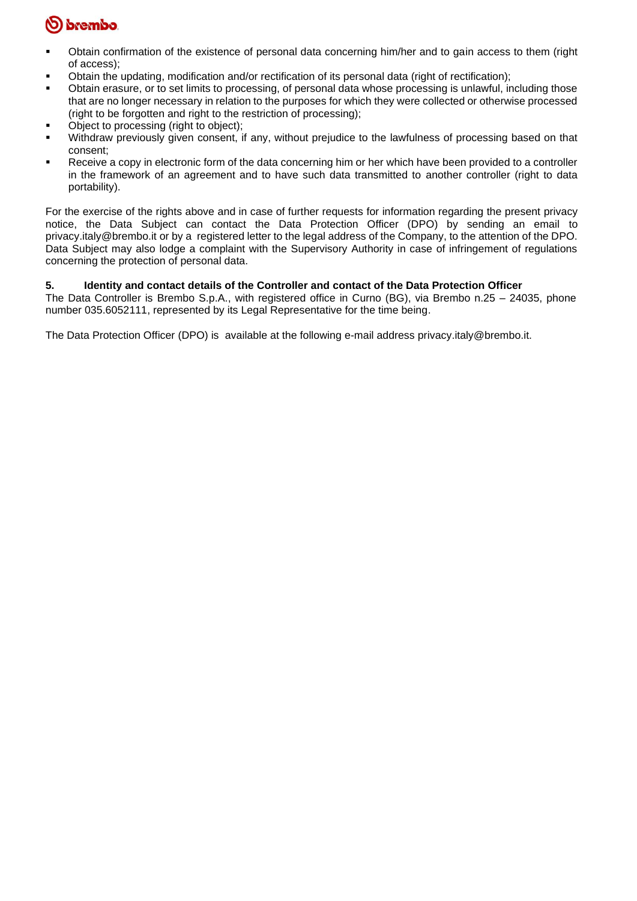- Obtain confirmation of the existence of personal data concerning him/her and to gain access to them (right of access);
- Obtain the updating, modification and/or rectification of its personal data (right of rectification);
- Obtain erasure, or to set limits to processing, of personal data whose processing is unlawful, including those that are no longer necessary in relation to the purposes for which they were collected or otherwise processed (right to be forgotten and right to the restriction of processing);
- Object to processing (right to object);
- Withdraw previously given consent, if any, without prejudice to the lawfulness of processing based on that consent;
- Receive a copy in electronic form of the data concerning him or her which have been provided to a controller in the framework of an agreement and to have such data transmitted to another controller (right to data portability).

For the exercise of the rights above and in case of further requests for information regarding the present privacy notice, the Data Subject can contact the Data Protection Officer (DPO) by sending an email to privacy.italy@brembo.it or by a registered letter to the legal address of the Company, to the attention of the DPO. Data Subject may also lodge a complaint with the Supervisory Authority in case of infringement of regulations concerning the protection of personal data.

**5. Identity and contact details of the Controller and contact of the Data Protection Officer**

The Data Controller is Brembo S.p.A., with registered office in Curno (BG), via Brembo n.25 – 24035, phone number 035.6052111, represented by its Legal Representative for the time being.

The Data Protection Officer (DPO) is available at the following e-mail address privacy.italy@brembo.it.